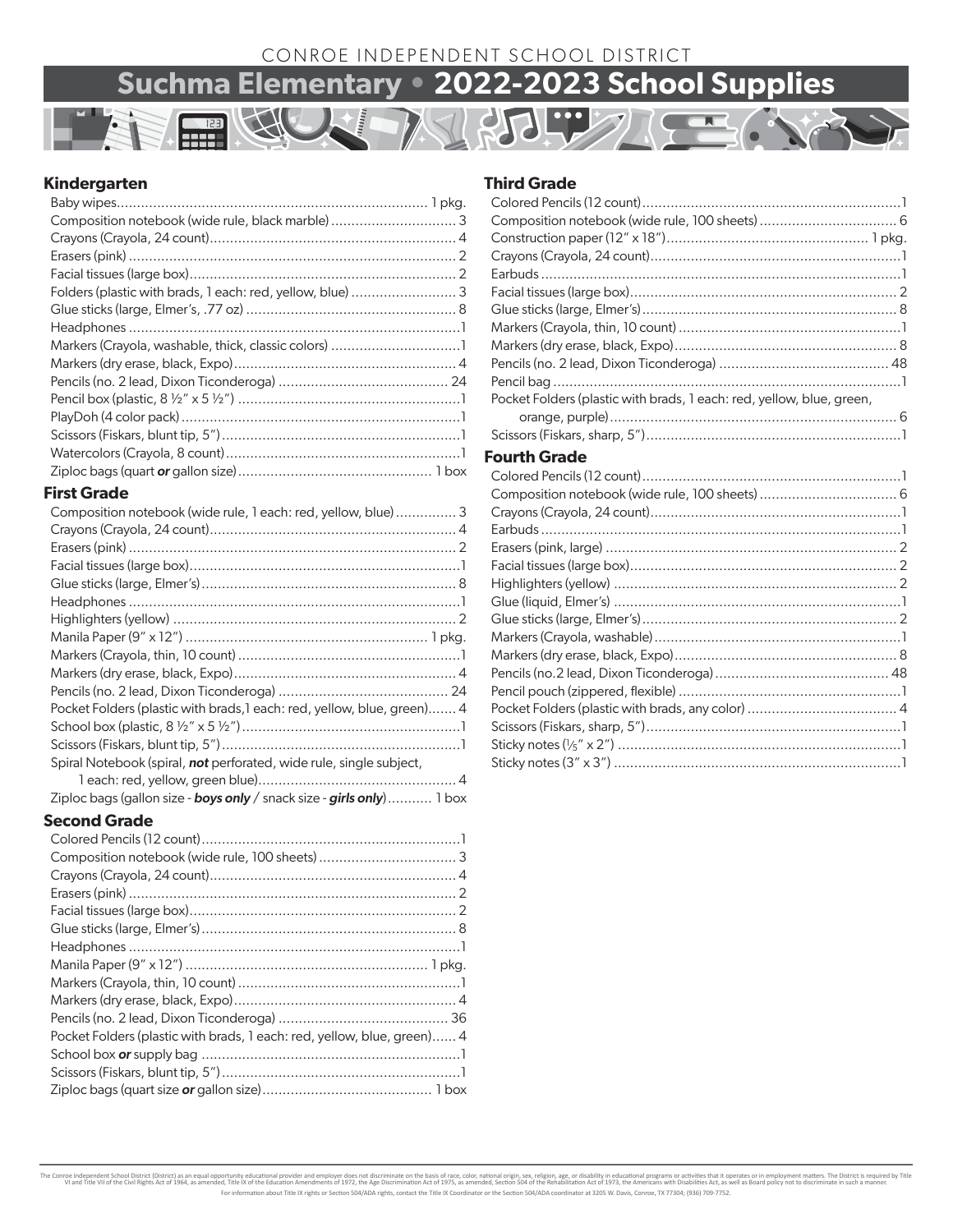CONROE INDEPENDENT SCHOOL DISTRICT

# Suchma Elementary • 2022-2023 School Supplies

## Kindergarten

- Baby wipes............ 1 pkg.
- Composition notebook (wide rule, black marble)............ 3
- Crayons (Crayola, 24 count)............ 4
- Erasers (pink)............ 2
- Facial tissues (large box)............ 2
- Folders (plastic with brads, 1 each: red, yellow, blue)............ 3
- Glue sticks (large, Elmer's, .77 oz)............ 8
- Headphones............ 1
- Markers (Crayola, washable, thick, classic colors)............ 1
- Markers (dry erase, black, Expo)............ 4
- Pencils (no. 2 lead, Dixon Ticonderoga)............ 24
- Pencil box (plastic, 8 ½" x 5 ½")............ 1
- PlayDoh (4 color pack)............ 1
- Scissors (Fiskars, blunt tip, 5")............ 1
- Watercolors (Crayola, 8 count)............ 1
- Ziploc bags (quart ***or*** gallon size)............ 1 box

## First Grade

- Composition notebook (wide rule, 1 each: red, yellow, blue)............ 3
- Crayons (Crayola, 24 count)............ 4
- Erasers (pink)............ 2
- Facial tissues (large box)............ 1
- Glue sticks (large, Elmer's)............ 8
- Headphones............ 1
- Highlighters (yellow)............ 2
- Manila Paper (9" x 12")............ 1 pkg.
- Markers (Crayola, thin, 10 count)............ 1
- Markers (dry erase, black, Expo)............ 4
- Pencils (no. 2 lead, Dixon Ticonderoga)............ 24
- Pocket Folders (plastic with brads,1 each: red, yellow, blue, green)............ 4
- School box (plastic, 8 ½" x 5 ½")............ 1
- Scissors (Fiskars, blunt tip, 5")............ 1
- Spiral Notebook (spiral, ***not*** perforated, wide rule, single subject, 1 each: red, yellow, green blue)............ 4
- Ziploc bags (gallon size - ***boys only*** / snack size - ***girls only***)............ 1 box

## Second Grade

- Colored Pencils (12 count)............ 1
- Composition notebook (wide rule, 100 sheets)............ 3
- Crayons (Crayola, 24 count)............ 4
- Erasers (pink)............ 2
- Facial tissues (large box)............ 2
- Glue sticks (large, Elmer's)............ 8
- Headphones............ 1
- Manila Paper (9" x 12")............ 1 pkg.
- Markers (Crayola, thin, 10 count)............ 1
- Markers (dry erase, black, Expo)............ 4
- Pencils (no. 2 lead, Dixon Ticonderoga)............ 36
- Pocket Folders (plastic with brads, 1 each: red, yellow, blue, green)............ 4
- School box ***or*** supply bag............ 1
- Scissors (Fiskars, blunt tip, 5")............ 1
- Ziploc bags (quart size ***or*** gallon size)............ 1 box

## Third Grade

- Colored Pencils (12 count)............ 1
- Composition notebook (wide rule, 100 sheets)............ 6
- Construction paper (12" x 18")............ 1 pkg.
- Crayons (Crayola, 24 count)............ 1
- Earbuds............ 1
- Facial tissues (large box)............ 2
- Glue sticks (large, Elmer's)............ 8
- Markers (Crayola, thin, 10 count)............ 1
- Markers (dry erase, black, Expo)............ 8
- Pencils (no. 2 lead, Dixon Ticonderoga)............ 48
- Pencil bag............ 1
- Pocket Folders (plastic with brads, 1 each: red, yellow, blue, green, orange, purple)............ 6
- Scissors (Fiskars, sharp, 5")............ 1

## Fourth Grade

- Colored Pencils (12 count)............ 1
- Composition notebook (wide rule, 100 sheets)............ 6
- Crayons (Crayola, 24 count)............ 1
- Earbuds............ 1
- Erasers (pink, large)............ 2
- Facial tissues (large box)............ 2
- Highlighters (yellow)............ 2
- Glue (liquid, Elmer's)............ 1
- Glue sticks (large, Elmer's)............ 2
- Markers (Crayola, washable)............ 1
- Markers (dry erase, black, Expo)............ 8
- Pencils (no.2 lead, Dixon Ticonderoga)............ 48
- Pencil pouch (zippered, flexible)............ 1
- Pocket Folders (plastic with brads, any color)............ 4
- Scissors (Fiskars, sharp, 5")............ 1
- Sticky notes (1/5" x 2")............ 1
- Sticky notes (3" x 3")............ 1

The Conroe Independent School District (District) as an equal opportunity educational provider and employer does not discriminate on the basis of race, color, national origin, sex, religion, age, or disability in educational programs or activities that it operates or in employment matters. The District is required by Title VI and Title VII of the Civil Rights Act of 1964, as amended, Title IX of the Education Amendments of 1972, the Age Discrimination Act of 1975, as amended, Section 504 of the Rehabilitation Act of 1973, the Americans with Disabilities Act, as well as Board policy not to discriminate in such a manner. For information about Title IX rights or Section 504/ADA rights, contact the Title IX Coordinator or the Section 504/ADA coordinator at 3205 W. Davis, Conroe, TX 77304; (936) 709-7752.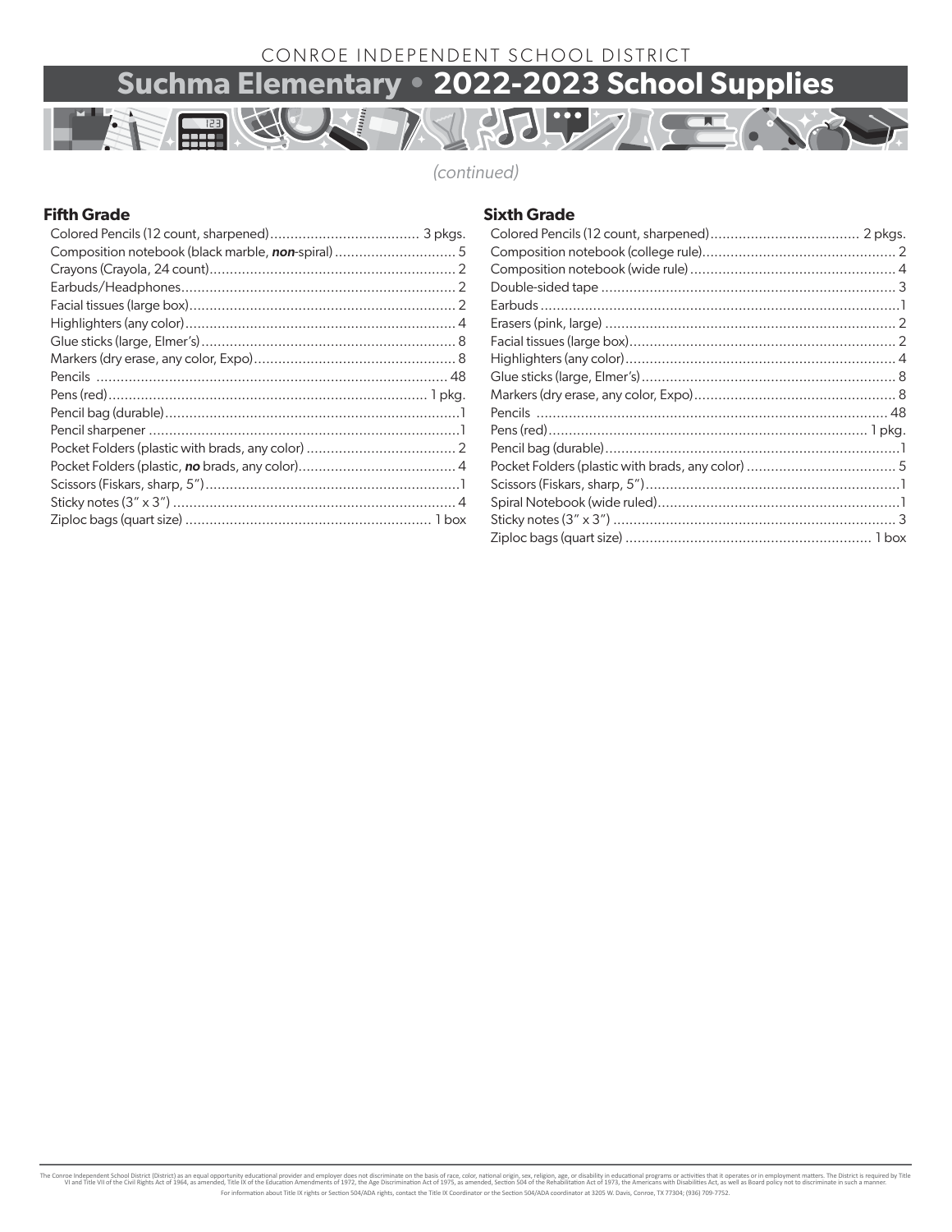CONROE INDEPENDENT SCHOOL DISTRICT

# Suchma Elementary • 2022-2023 School Supplies

*(continued)*

## Fifth Grade

- Colored Pencils (12 count, sharpened) .......... 3 pkgs.
- Composition notebook (black marble, ***non***-spiral) .......... 5
- Crayons (Crayola, 24 count) .......... 2
- Earbuds/Headphones .......... 2
- Facial tissues (large box) .......... 2
- Highlighters (any color) .......... 4
- Glue sticks (large, Elmer's) .......... 8
- Markers (dry erase, any color, Expo) .......... 8
- Pencils .......... 48
- Pens (red) .......... 1 pkg.
- Pencil bag (durable) .......... 1
- Pencil sharpener .......... 1
- Pocket Folders (plastic with brads, any color) .......... 2
- Pocket Folders (plastic, ***no*** brads, any color) .......... 4
- Scissors (Fiskars, sharp, 5") .......... 1
- Sticky notes (3" x 3") .......... 4
- Ziploc bags (quart size) .......... 1 box

## Sixth Grade

- Colored Pencils (12 count, sharpened) .......... 2 pkgs.
- Composition notebook (college rule) .......... 2
- Composition notebook (wide rule) .......... 4
- Double-sided tape .......... 3
- Earbuds .......... 1
- Erasers (pink, large) .......... 2
- Facial tissues (large box) .......... 2
- Highlighters (any color) .......... 4
- Glue sticks (large, Elmer's) .......... 8
- Markers (dry erase, any color, Expo) .......... 8
- Pencils .......... 48
- Pens (red) .......... 1 pkg.
- Pencil bag (durable) .......... 1
- Pocket Folders (plastic with brads, any color) .......... 5
- Scissors (Fiskars, sharp, 5") .......... 1
- Spiral Notebook (wide ruled) .......... 1
- Sticky notes (3" x 3") .......... 3
- Ziploc bags (quart size) .......... 1 box

The Conroe Independent School District (District) as an equal opportunity educational provider and employer does not discriminate on the basis of race, color, national origin, sex, religion, age, or disability in educational programs or activities that it operates or in employment matters. The District is required by Title VI and Title VII of the Civil Rights Act of 1964, as amended, Title IX of the Education Amendments of 1972, the Age Discrimination Act of 1975, as amended, Section 504 of the Rehabilitation Act of 1973, the Americans with Disabilities Act, as well as Board policy not to discriminate in such a manner.
For information about Title IX rights or Section 504/ADA rights, contact the Title IX Coordinator or the Section 504/ADA coordinator at 3205 W. Davis, Conroe, TX 77304; (936) 709-7752.